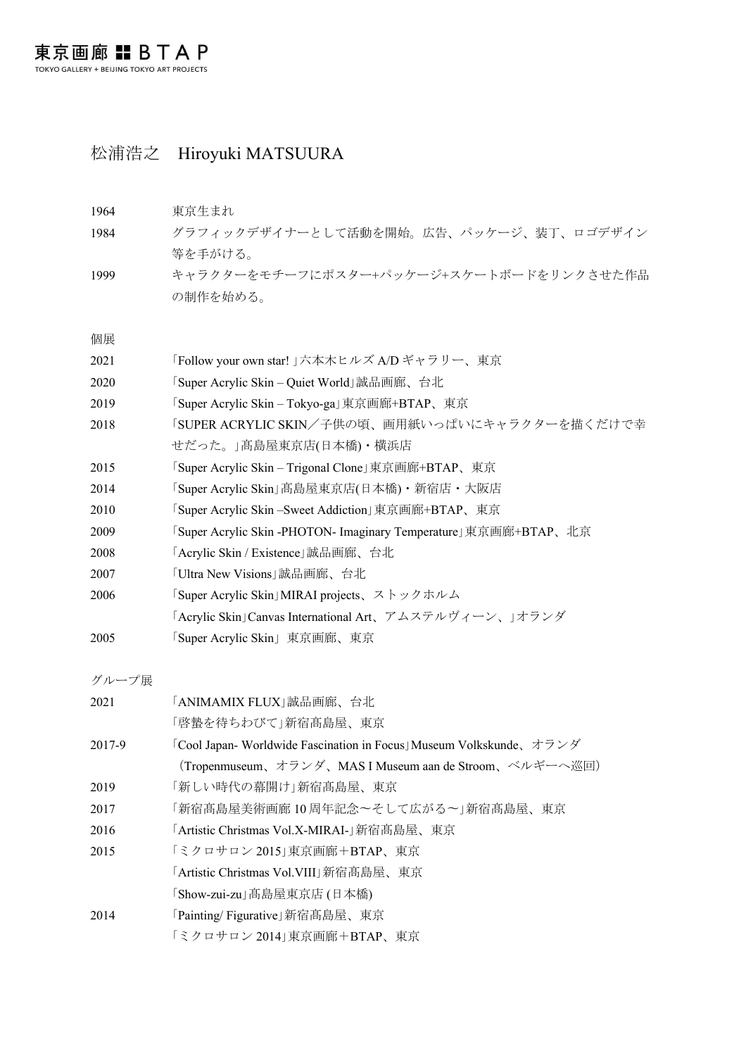東京画廊 ■■ B T A P
TOKYO GALLERY + BEIJING TOKYO ART PROJECTS

# 松浦浩之　Hiroyuki MATSUURA

| | |
|---|---|
| 1964 | 東京生まれ |
| 1984 | グラフィックデザイナーとして活動を開始。広告、パッケージ、装丁、ロゴデザイン等を手がける。 |
| 1999 | キャラクターをモチーフにポスター+パッケージ+スケートボードをリンクさせた作品の制作を始める。 |

## 個展

| | |
|---|---|
| 2021 | 「Follow your own star! 」六本木ヒルズ A/D ギャラリー、東京 |
| 2020 | 「Super Acrylic Skin – Quiet World」誠品画廊、台北 |
| 2019 | 「Super Acrylic Skin – Tokyo-ga」東京画廊+BTAP、東京 |
| 2018 | 「SUPER ACRYLIC SKIN／子供の頃、画用紙いっぱいにキャラクターを描くだけで幸せだった。」髙島屋東京店(日本橋)・横浜店 |
| 2015 | 「Super Acrylic Skin – Trigonal Clone」東京画廊+BTAP、東京 |
| 2014 | 「Super Acrylic Skin」髙島屋東京店(日本橋)・新宿店・大阪店 |
| 2010 | 「Super Acrylic Skin –Sweet Addiction」東京画廊+BTAP、東京 |
| 2009 | 「Super Acrylic Skin -PHOTON- Imaginary Temperature」東京画廊+BTAP、北京 |
| 2008 | 「Acrylic Skin / Existence」誠品画廊、台北 |
| 2007 | 「Ultra New Visions」誠品画廊、台北 |
| 2006 | 「Super Acrylic Skin」MIRAI projects、ストックホルム |
| | 「Acrylic Skin」Canvas International Art、アムステルヴィーン、」オランダ |
| 2005 | 「Super Acrylic Skin」 東京画廊、東京 |

## グループ展

| | |
|---|---|
| 2021 | 「ANIMAMIX FLUX」誠品画廊、台北 |
| | 「啓蟄を待ちわびて」新宿髙島屋、東京 |
| 2017-9 | 「Cool Japan- Worldwide Fascination in Focus」Museum Volkskunde、オランダ（Tropenmuseum、オランダ、MAS I Museum aan de Stroom、ベルギーへ巡回） |
| 2019 | 「新しい時代の幕開け」新宿髙島屋、東京 |
| 2017 | 「新宿髙島屋美術画廊 10 周年記念〜そして広がる〜」新宿髙島屋、東京 |
| 2016 | 「Artistic Christmas Vol.X-MIRAI-」新宿髙島屋、東京 |
| 2015 | 「ミクロサロン 2015」東京画廊＋BTAP、東京 |
| | 「Artistic Christmas Vol.VIII」新宿髙島屋、東京 |
| | 「Show-zui-zu」髙島屋東京店 (日本橋) |
| 2014 | 「Painting/ Figurative」新宿髙島屋、東京 |
| | 「ミクロサロン 2014」東京画廊＋BTAP、東京 |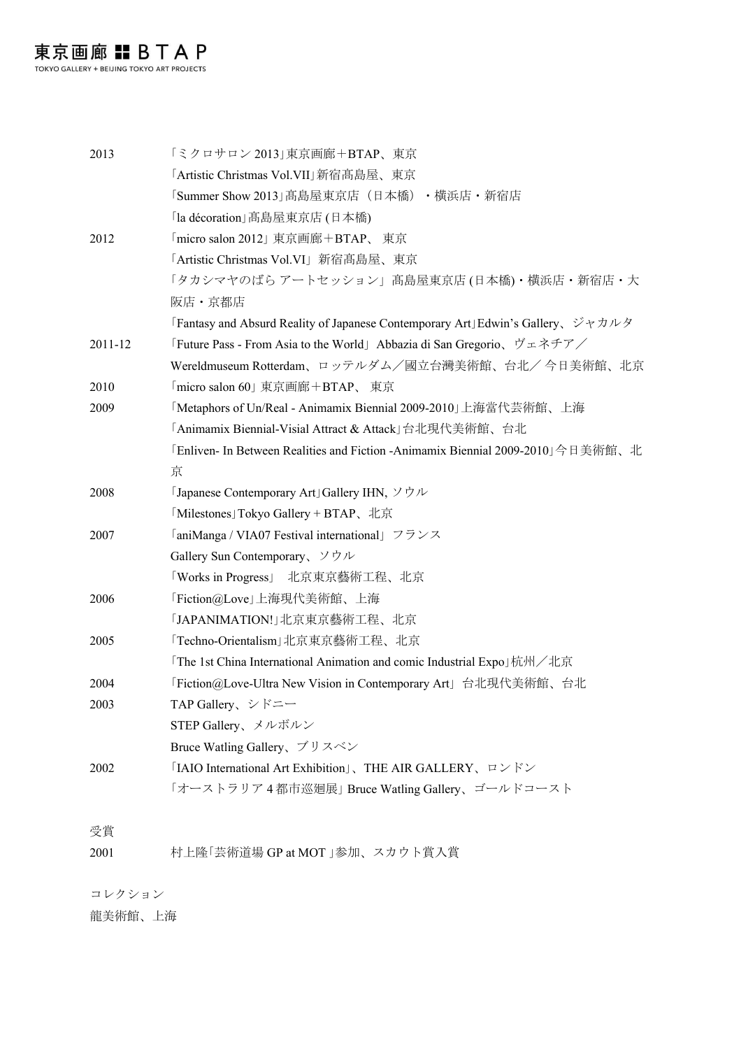| | |
|---|---|
| 2013 | 「ミクロサロン 2013」東京画廊＋BTAP、東京 |
| | 「Artistic Christmas Vol.VII」新宿髙島屋、東京 |
| | 「Summer Show 2013」髙島屋東京店（日本橋）・横浜店・新宿店 |
| | 「la décoration」髙島屋東京店 (日本橋) |
| 2012 | 「micro salon 2012」東京画廊＋BTAP、 東京 |
| | 「Artistic Christmas Vol.VI」 新宿髙島屋、東京 |
| | 「タカシマヤのばら アートセッション」 髙島屋東京店 (日本橋)・横浜店・新宿店・大阪店・京都店 |
| | 「Fantasy and Absurd Reality of Japanese Contemporary Art」Edwin's Gallery、ジャカルタ |
| 2011-12 | 「Future Pass - From Asia to the World」 Abbazia di San Gregorio、ヴェネチア／Wereldmuseum Rotterdam、ロッテルダム／國立台灣美術館、台北／ 今日美術館、北京 |
| 2010 | 「micro salon 60」東京画廊＋BTAP、 東京 |
| 2009 | 「Metaphors of Un/Real - Animamix Biennial 2009-2010」上海當代芸術館、上海 |
| | 「Animamix Biennial-Visial Attract & Attack」台北現代美術館、台北 |
| | 「Enliven- In Between Realities and Fiction -Animamix Biennial 2009-2010」今日美術館、北京 |
| 2008 | 「Japanese Contemporary Art」Gallery IHN, ソウル |
| | 「Milestones」Tokyo Gallery + BTAP、北京 |
| 2007 | 「aniManga / VIA07 Festival international」 フランス |
| | Gallery Sun Contemporary、ソウル |
| | 「Works in Progress」 北京東京藝術工程、北京 |
| 2006 | 「Fiction@Love」上海現代美術館、上海 |
| | 「JAPANIMATION!」北京東京藝術工程、北京 |
| 2005 | 「Techno-Orientalism」北京東京藝術工程、北京 |
| | 「The 1st China International Animation and comic Industrial Expo」杭州／北京 |
| 2004 | 「Fiction@Love-Ultra New Vision in Contemporary Art」 台北現代美術館、台北 |
| 2003 | TAP Gallery、シドニー |
| | STEP Gallery、メルボルン |
| | Bruce Watling Gallery、ブリスベン |
| 2002 | 「IAIO International Art Exhibition」、THE AIR GALLERY、ロンドン |
| | 「オーストラリア 4 都市巡廻展」Bruce Watling Gallery、ゴールドコースト |

受賞

| | |
|---|---|
| 2001 | 村上隆「芸術道場 GP at MOT」参加、スカウト賞入賞 |

コレクション

龍美術館、上海